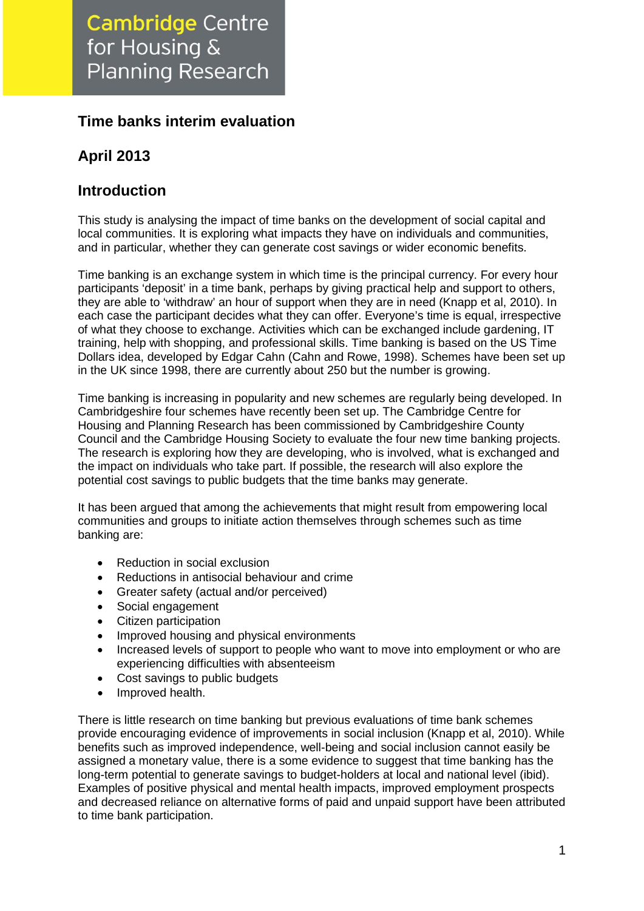Cambridge Centre for Housing & Planning Research

# Time banks interim evaluation

## April 2013

## Introduction

This study is analysing the impact of time banks on the development of social capital and local communities. It is exploring what impacts they have on individuals and communities, and in particular, whether they can generate cost savings or wider economic benefits.

Time banking is an exchange system in which time is the principal currency. For every hour participants 'deposit' in a time bank, perhaps by giving practical help and support to others, they are able to 'withdraw' an hour of support when they are in need (Knapp et al, 2010). In each case the participant decides what they can offer. Everyone's time is equal, irrespective of what they choose to exchange. Activities which can be exchanged include gardening, IT training, help with shopping, and professional skills. Time banking is based on the US Time Dollars idea, developed by Edgar Cahn (Cahn and Rowe, 1998). Schemes have been set up in the UK since 1998, there are currently about 250 but the number is growing.

Time banking is increasing in popularity and new schemes are regularly being developed. In Cambridgeshire four schemes have recently been set up. The Cambridge Centre for Housing and Planning Research has been commissioned by Cambridgeshire County Council and the Cambridge Housing Society to evaluate the four new time banking projects. The research is exploring how they are developing, who is involved, what is exchanged and the impact on individuals who take part. If possible, the research will also explore the potential cost savings to public budgets that the time banks may generate.

It has been argued that among the achievements that might result from empowering local communities and groups to initiate action themselves through schemes such as time banking are:

- Reduction in social exclusion
- Reductions in antisocial behaviour and crime
- Greater safety (actual and/or perceived)
- Social engagement
- Citizen participation
- Improved housing and physical environments
- Increased levels of support to people who want to move into employment or who are experiencing difficulties with absenteeism
- Cost savings to public budgets
- Improved health.

There is little research on time banking but previous evaluations of time bank schemes provide encouraging evidence of improvements in social inclusion (Knapp et al, 2010). While benefits such as improved independence, well-being and social inclusion cannot easily be assigned a monetary value, there is a some evidence to suggest that time banking has the long-term potential to generate savings to budget-holders at local and national level (ibid). Examples of positive physical and mental health impacts, improved employment prospects and decreased reliance on alternative forms of paid and unpaid support have been attributed to time bank participation.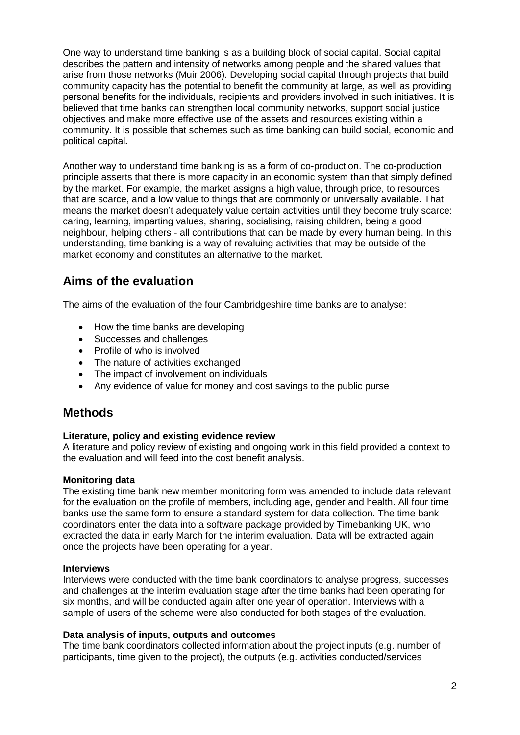One way to understand time banking is as a building block of social capital. Social capital describes the pattern and intensity of networks among people and the shared values that arise from those networks (Muir 2006). Developing social capital through projects that build community capacity has the potential to benefit the community at large, as well as providing personal benefits for the individuals, recipients and providers involved in such initiatives. It is believed that time banks can strengthen local community networks, support social justice objectives and make more effective use of the assets and resources existing within a community. It is possible that schemes such as time banking can build social, economic and political capital**.**

Another way to understand time banking is as a form of co-production. The co-production principle asserts that there is more capacity in an economic system than that simply defined by the market. For example, the market assigns a high value, through price, to resources that are scarce, and a low value to things that are commonly or universally available. That means the market doesn't adequately value certain activities until they become truly scarce: caring, learning, imparting values, sharing, socialising, raising children, being a good neighbour, helping others - all contributions that can be made by every human being. In this understanding, time banking is a way of revaluing activities that may be outside of the market economy and constitutes an alternative to the market.

## Aims of the evaluation

The aims of the evaluation of the four Cambridgeshire time banks are to analyse:

- How the time banks are developing
- Successes and challenges
- Profile of who is involved
- The nature of activities exchanged
- The impact of involvement on individuals
- Any evidence of value for money and cost savings to the public purse

## Methods

**Literature, policy and existing evidence review**
A literature and policy review of existing and ongoing work in this field provided a context to the evaluation and will feed into the cost benefit analysis.

**Monitoring data**
The existing time bank new member monitoring form was amended to include data relevant for the evaluation on the profile of members, including age, gender and health. All four time banks use the same form to ensure a standard system for data collection. The time bank coordinators enter the data into a software package provided by Timebanking UK, who extracted the data in early March for the interim evaluation. Data will be extracted again once the projects have been operating for a year.

**Interviews**
Interviews were conducted with the time bank coordinators to analyse progress, successes and challenges at the interim evaluation stage after the time banks had been operating for six months, and will be conducted again after one year of operation. Interviews with a sample of users of the scheme were also conducted for both stages of the evaluation.

**Data analysis of inputs, outputs and outcomes**
The time bank coordinators collected information about the project inputs (e.g. number of participants, time given to the project), the outputs (e.g. activities conducted/services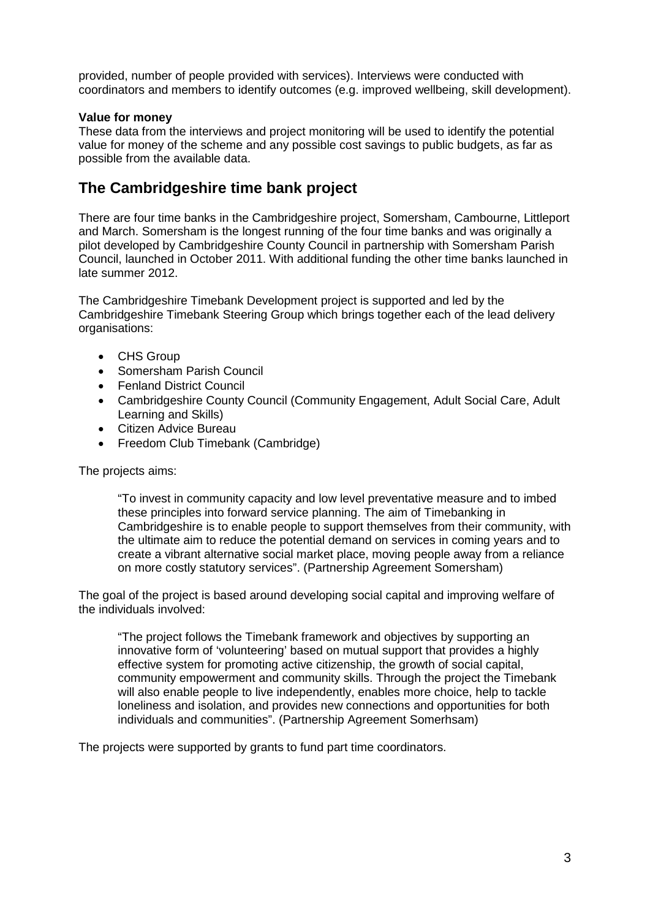provided, number of people provided with services). Interviews were conducted with coordinators and members to identify outcomes (e.g. improved wellbeing, skill development).

**Value for money**

These data from the interviews and project monitoring will be used to identify the potential value for money of the scheme and any possible cost savings to public budgets, as far as possible from the available data.

## The Cambridgeshire time bank project

There are four time banks in the Cambridgeshire project, Somersham, Cambourne, Littleport and March. Somersham is the longest running of the four time banks and was originally a pilot developed by Cambridgeshire County Council in partnership with Somersham Parish Council, launched in October 2011. With additional funding the other time banks launched in late summer 2012.

The Cambridgeshire Timebank Development project is supported and led by the Cambridgeshire Timebank Steering Group which brings together each of the lead delivery organisations:

- CHS Group
- Somersham Parish Council
- Fenland District Council
- Cambridgeshire County Council (Community Engagement, Adult Social Care, Adult Learning and Skills)
- Citizen Advice Bureau
- Freedom Club Timebank (Cambridge)

The projects aims:

> "To invest in community capacity and low level preventative measure and to imbed these principles into forward service planning. The aim of Timebanking in Cambridgeshire is to enable people to support themselves from their community, with the ultimate aim to reduce the potential demand on services in coming years and to create a vibrant alternative social market place, moving people away from a reliance on more costly statutory services". (Partnership Agreement Somersham)

The goal of the project is based around developing social capital and improving welfare of the individuals involved:

> "The project follows the Timebank framework and objectives by supporting an innovative form of 'volunteering' based on mutual support that provides a highly effective system for promoting active citizenship, the growth of social capital, community empowerment and community skills. Through the project the Timebank will also enable people to live independently, enables more choice, help to tackle loneliness and isolation, and provides new connections and opportunities for both individuals and communities". (Partnership Agreement Somerhsam)

The projects were supported by grants to fund part time coordinators.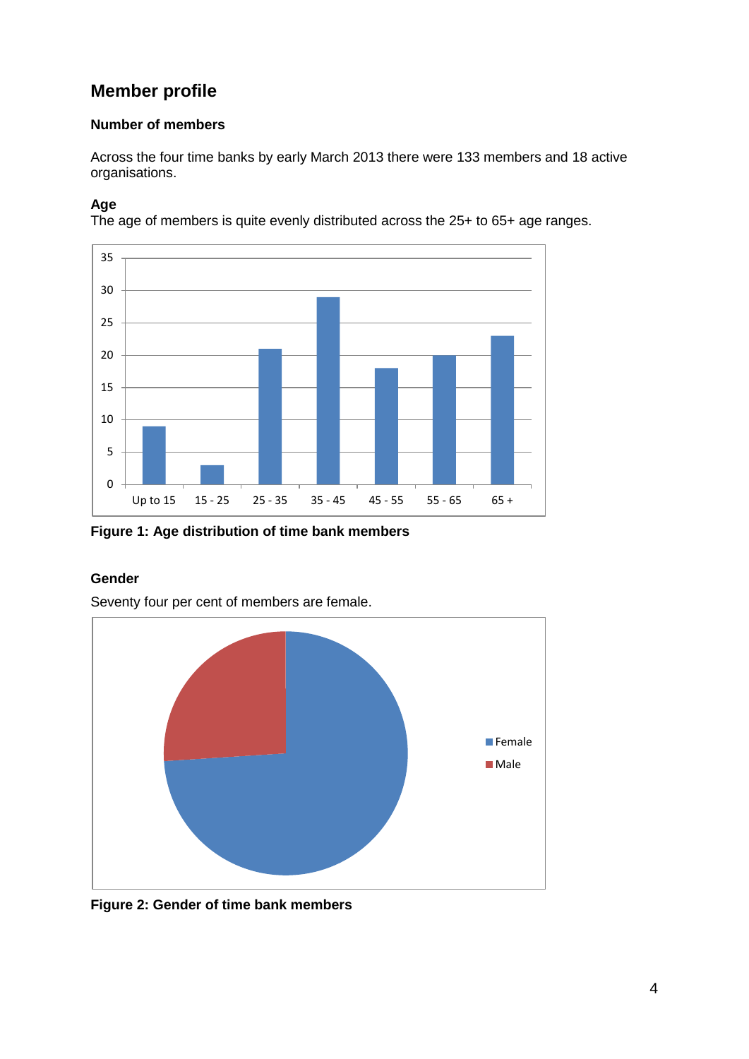## Member profile

### Number of members

Across the four time banks by early March 2013 there were 133 members and 18 active organisations.

### Age

The age of members is quite evenly distributed across the 25+ to 65+ age ranges.

**Figure 1: Age distribution of time bank members**

### Gender

Seventy four per cent of members are female.

**Figure 2: Gender of time bank members**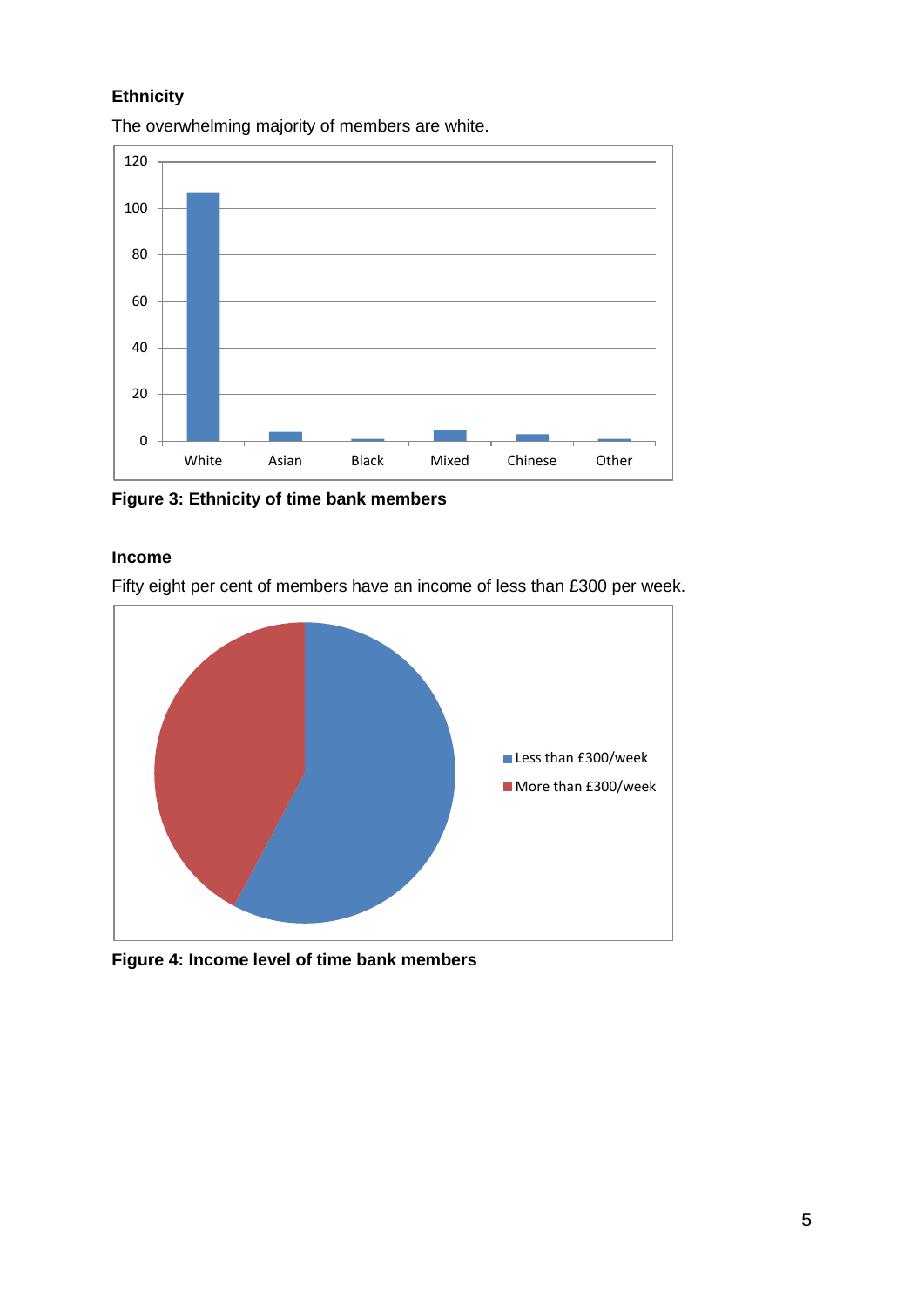### Ethnicity

The overwhelming majority of members are white.

**Figure 3: Ethnicity of time bank members**

### Income

Fifty eight per cent of members have an income of less than £300 per week.

**Figure 4: Income level of time bank members**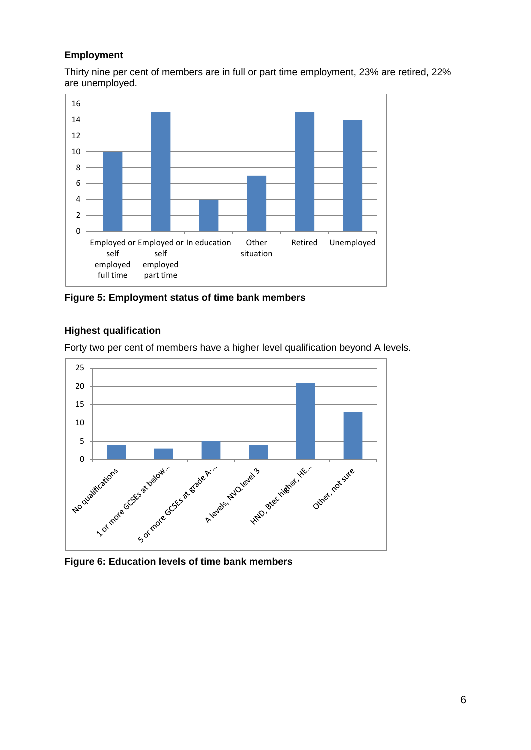### Employment

Thirty nine per cent of members are in full or part time employment, 23% are retired, 22% are unemployed.

**Figure 5: Employment status of time bank members**

### Highest qualification

Forty two per cent of members have a higher level qualification beyond A levels.

**Figure 6: Education levels of time bank members**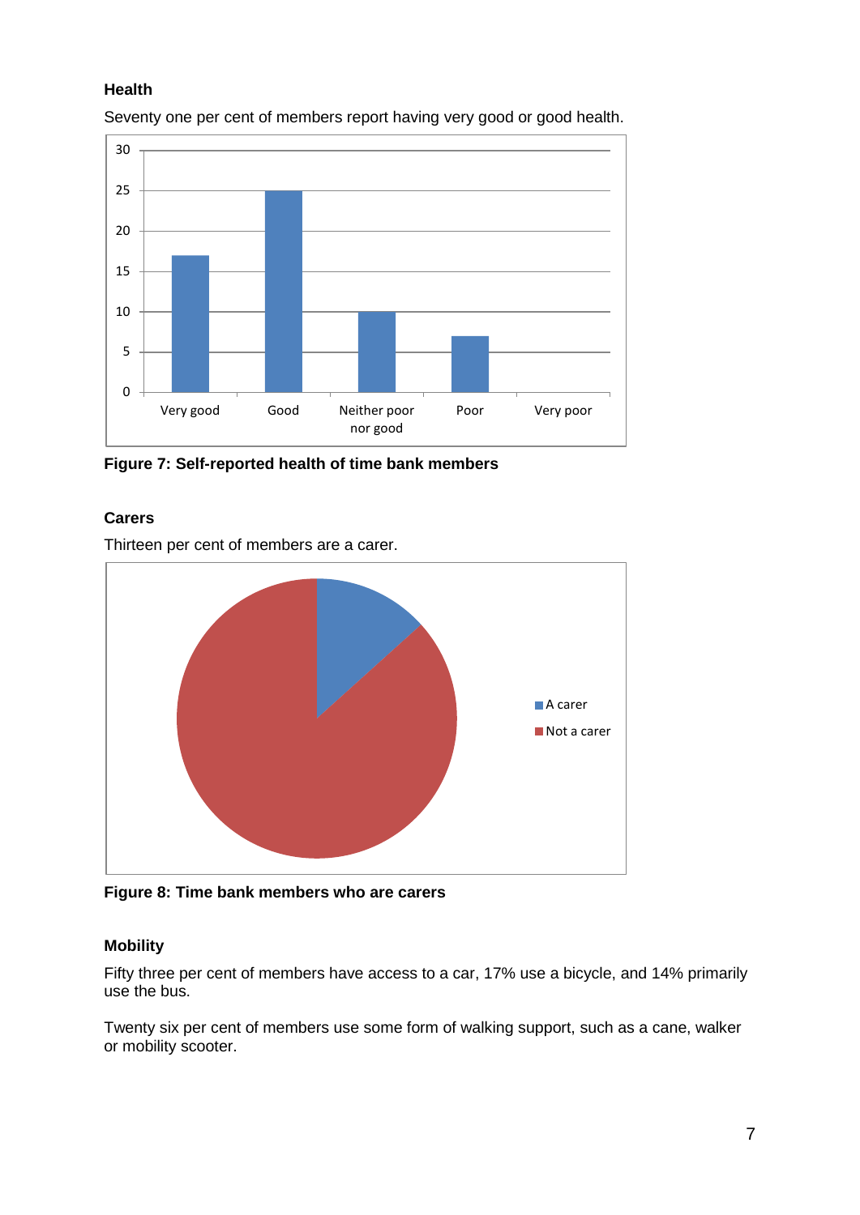### Health

Seventy one per cent of members report having very good or good health.

Figure 7: Self-reported health of time bank members

### Carers

Thirteen per cent of members are a carer.

Figure 8: Time bank members who are carers

### Mobility

Fifty three per cent of members have access to a car, 17% use a bicycle, and 14% primarily use the bus.

Twenty six per cent of members use some form of walking support, such as a cane, walker or mobility scooter.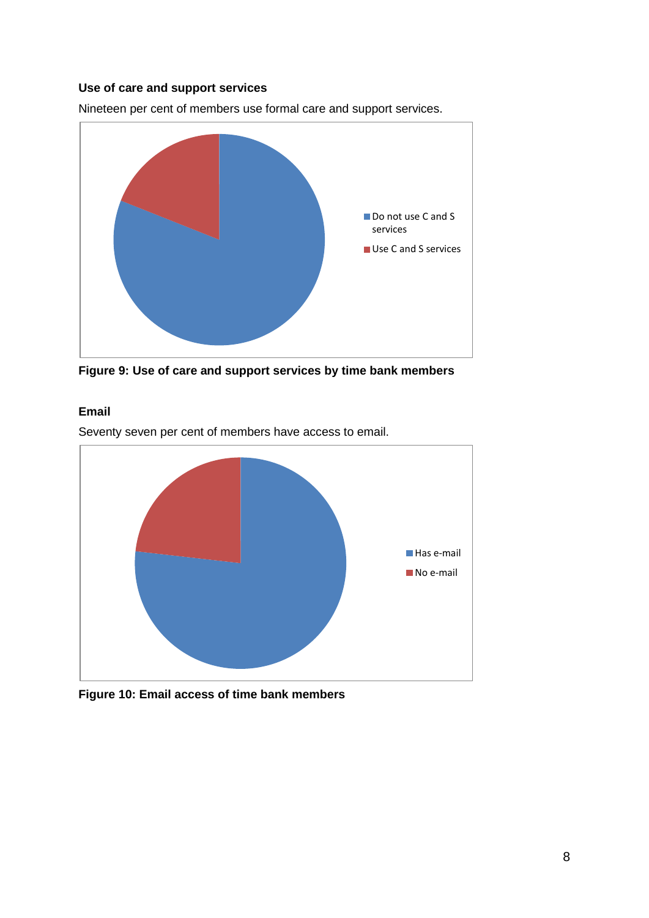**Use of care and support services**

Nineteen per cent of members use formal care and support services.

**Figure 9: Use of care and support services by time bank members**

**Email**

Seventy seven per cent of members have access to email.

**Figure 10: Email access of time bank members**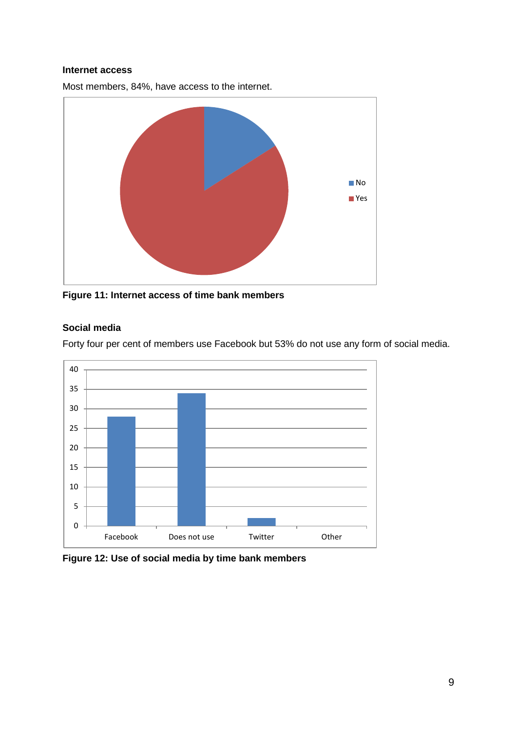**Internet access**

Most members, 84%, have access to the internet.

**Figure 11: Internet access of time bank members**

**Social media**

Forty four per cent of members use Facebook but 53% do not use any form of social media.

**Figure 12: Use of social media by time bank members**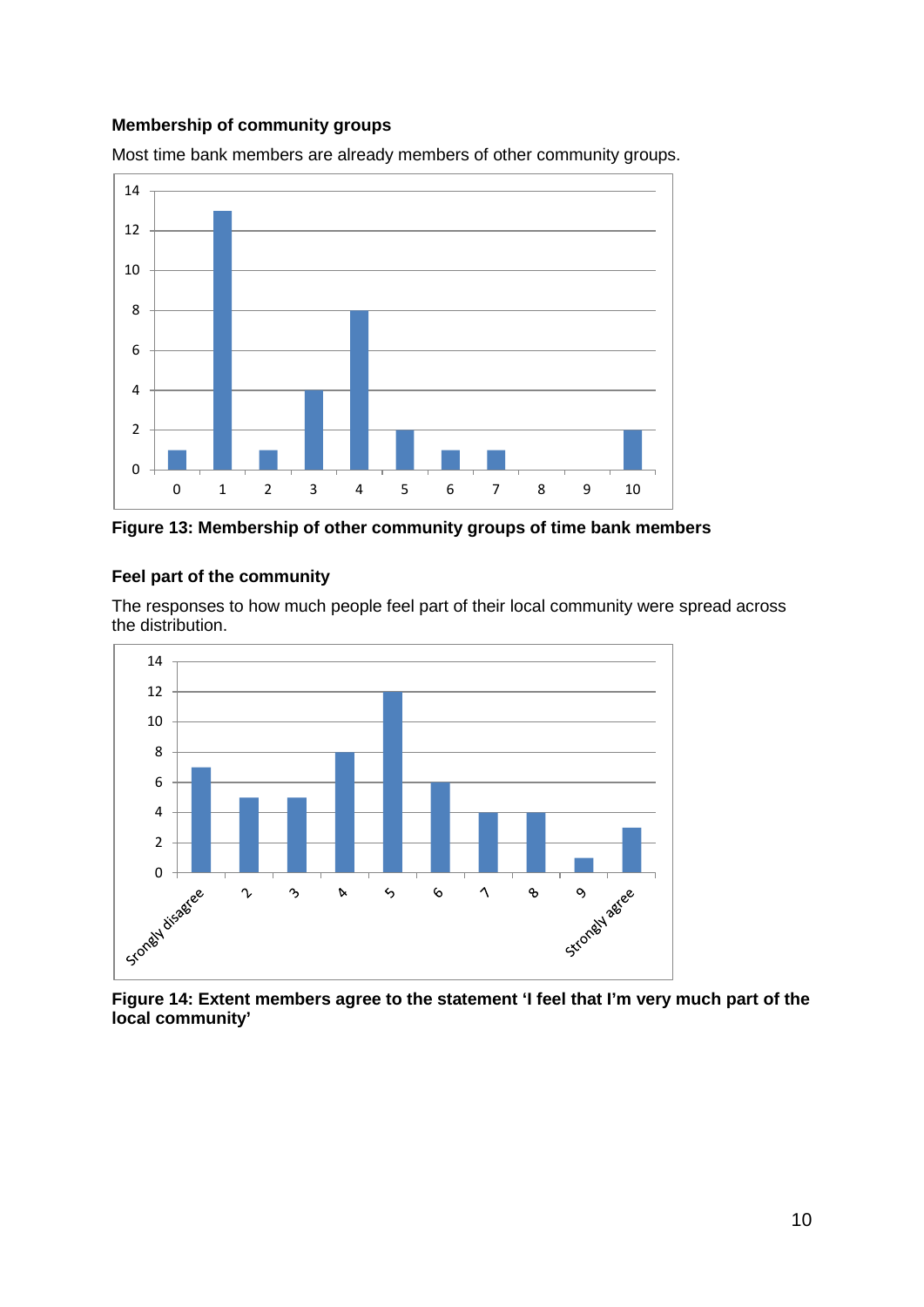### Membership of community groups

Most time bank members are already members of other community groups.

**Figure 13: Membership of other community groups of time bank members**

### Feel part of the community

The responses to how much people feel part of their local community were spread across the distribution.

**Figure 14: Extent members agree to the statement 'I feel that I'm very much part of the local community'**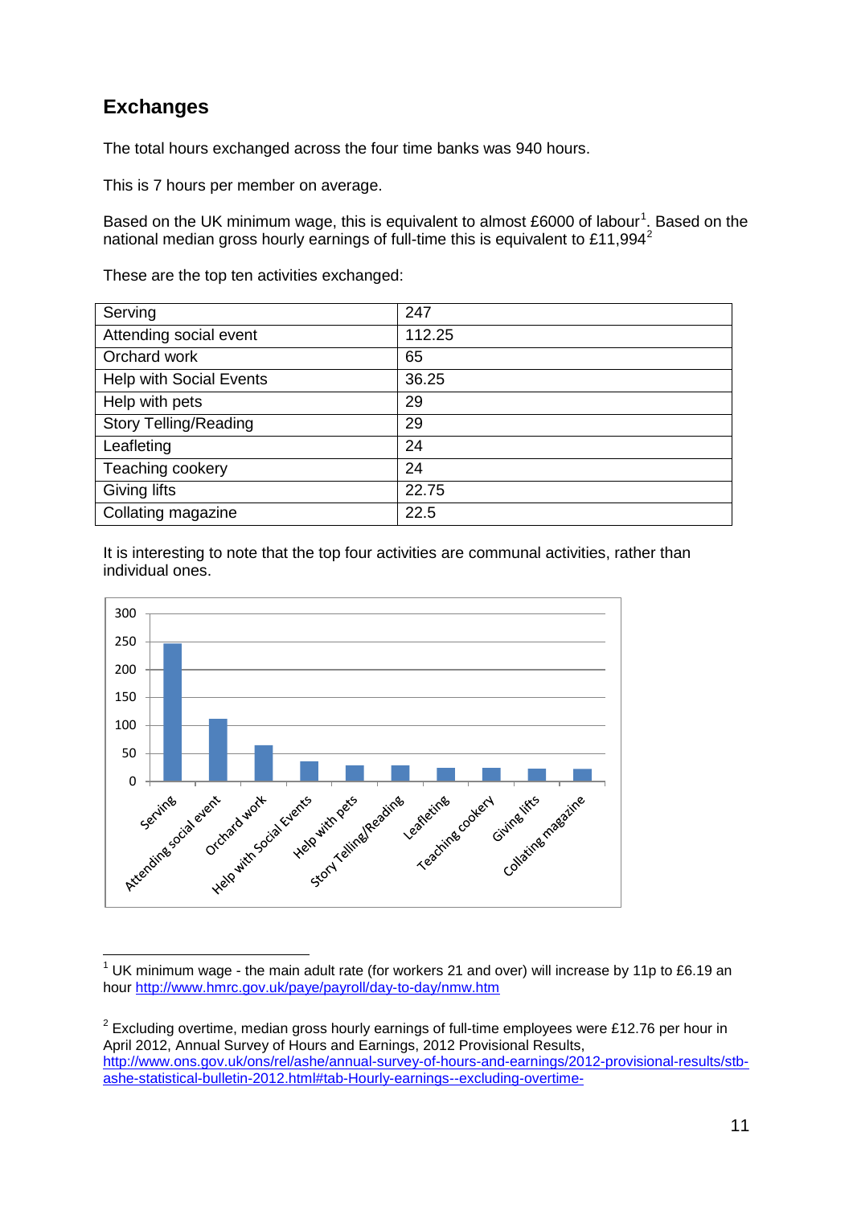## Exchanges

The total hours exchanged across the four time banks was 940 hours.

This is 7 hours per member on average.

Based on the UK minimum wage, this is equivalent to almost £6000 of labour[1]. Based on the national median gross hourly earnings of full-time this is equivalent to £11,994[2]

These are the top ten activities exchanged:

| Serving | 247 |
|---|---|
| Attending social event | 112.25 |
| Orchard work | 65 |
| Help with Social Events | 36.25 |
| Help with pets | 29 |
| Story Telling/Reading | 29 |
| Leafleting | 24 |
| Teaching cookery | 24 |
| Giving lifts | 22.75 |
| Collating magazine | 22.5 |

It is interesting to note that the top four activities are communal activities, rather than individual ones.

[1] UK minimum wage - the main adult rate (for workers 21 and over) will increase by 11p to £6.19 an hour http://www.hmrc.gov.uk/paye/payroll/day-to-day/nmw.htm

[2] Excluding overtime, median gross hourly earnings of full-time employees were £12.76 per hour in April 2012, Annual Survey of Hours and Earnings, 2012 Provisional Results, http://www.ons.gov.uk/ons/rel/ashe/annual-survey-of-hours-and-earnings/2012-provisional-results/stb-ashe-statistical-bulletin-2012.html#tab-Hourly-earnings--excluding-overtime-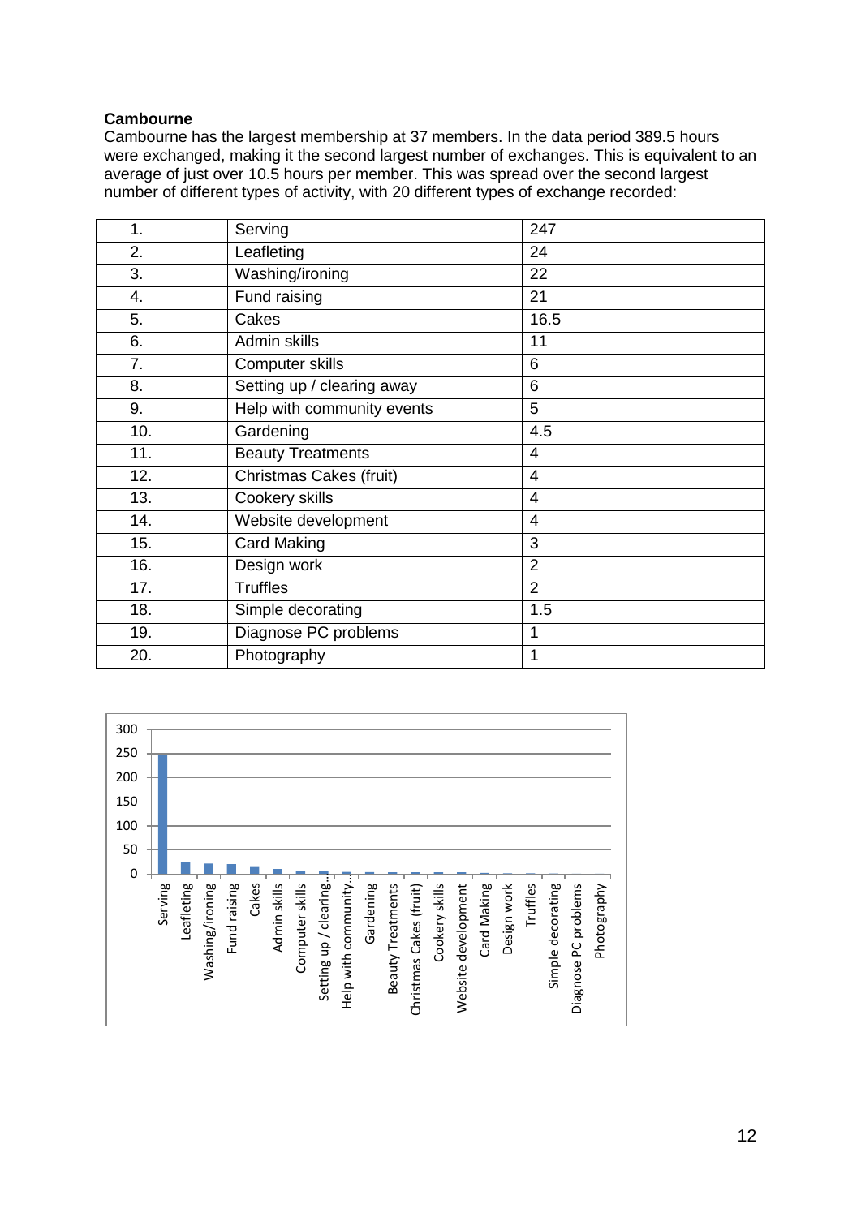**Cambourne**

Cambourne has the largest membership at 37 members. In the data period 389.5 hours were exchanged, making it the second largest number of exchanges. This is equivalent to an average of just over 10.5 hours per member. This was spread over the second largest number of different types of activity, with 20 different types of exchange recorded:

| | | |
|---|---|---|
| 1. | Serving | 247 |
| 2. | Leafleting | 24 |
| 3. | Washing/ironing | 22 |
| 4. | Fund raising | 21 |
| 5. | Cakes | 16.5 |
| 6. | Admin skills | 11 |
| 7. | Computer skills | 6 |
| 8. | Setting up / clearing away | 6 |
| 9. | Help with community events | 5 |
| 10. | Gardening | 4.5 |
| 11. | Beauty Treatments | 4 |
| 12. | Christmas Cakes (fruit) | 4 |
| 13. | Cookery skills | 4 |
| 14. | Website development | 4 |
| 15. | Card Making | 3 |
| 16. | Design work | 2 |
| 17. | Truffles | 2 |
| 18. | Simple decorating | 1.5 |
| 19. | Diagnose PC problems | 1 |
| 20. | Photography | 1 |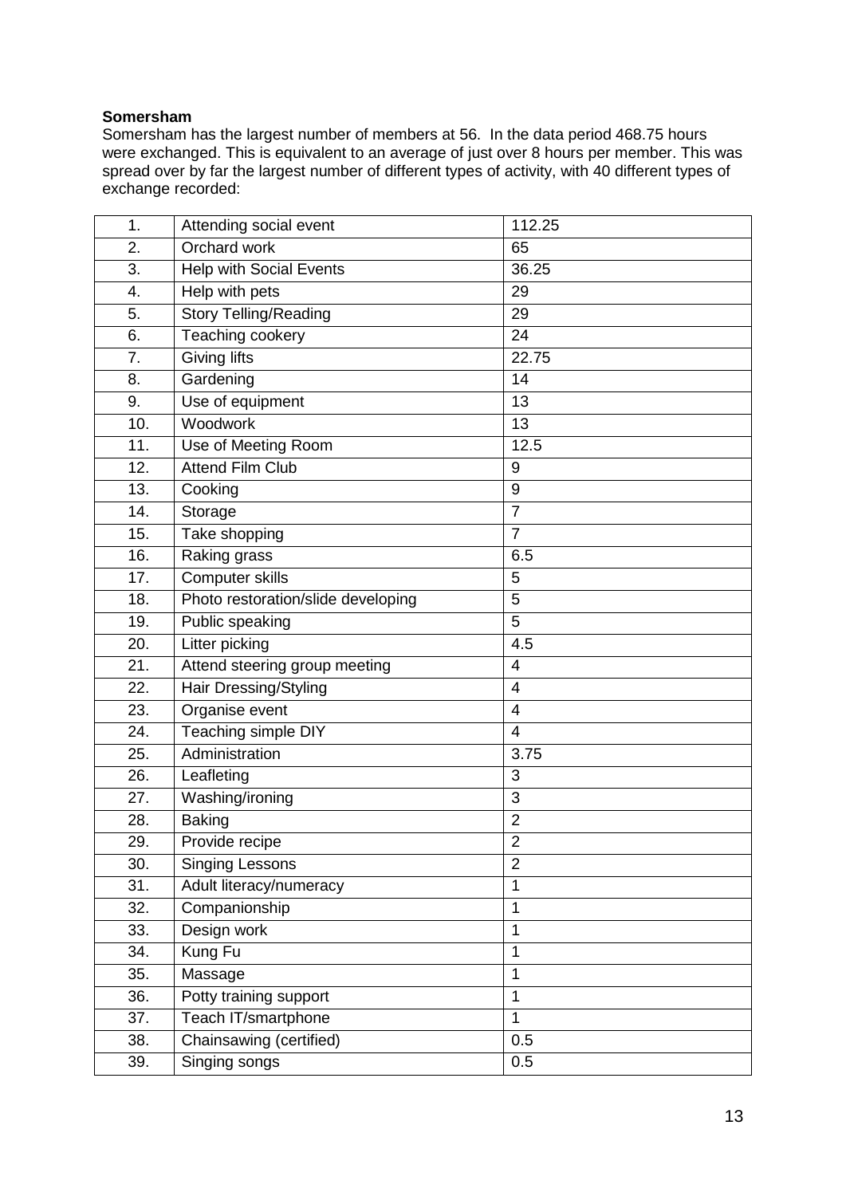**Somersham**

Somersham has the largest number of members at 56. In the data period 468.75 hours were exchanged. This is equivalent to an average of just over 8 hours per member. This was spread over by far the largest number of different types of activity, with 40 different types of exchange recorded:

| | | |
|---|---|---|
| 1. | Attending social event | 112.25 |
| 2. | Orchard work | 65 |
| 3. | Help with Social Events | 36.25 |
| 4. | Help with pets | 29 |
| 5. | Story Telling/Reading | 29 |
| 6. | Teaching cookery | 24 |
| 7. | Giving lifts | 22.75 |
| 8. | Gardening | 14 |
| 9. | Use of equipment | 13 |
| 10. | Woodwork | 13 |
| 11. | Use of Meeting Room | 12.5 |
| 12. | Attend Film Club | 9 |
| 13. | Cooking | 9 |
| 14. | Storage | 7 |
| 15. | Take shopping | 7 |
| 16. | Raking grass | 6.5 |
| 17. | Computer skills | 5 |
| 18. | Photo restoration/slide developing | 5 |
| 19. | Public speaking | 5 |
| 20. | Litter picking | 4.5 |
| 21. | Attend steering group meeting | 4 |
| 22. | Hair Dressing/Styling | 4 |
| 23. | Organise event | 4 |
| 24. | Teaching simple DIY | 4 |
| 25. | Administration | 3.75 |
| 26. | Leafleting | 3 |
| 27. | Washing/ironing | 3 |
| 28. | Baking | 2 |
| 29. | Provide recipe | 2 |
| 30. | Singing Lessons | 2 |
| 31. | Adult literacy/numeracy | 1 |
| 32. | Companionship | 1 |
| 33. | Design work | 1 |
| 34. | Kung Fu | 1 |
| 35. | Massage | 1 |
| 36. | Potty training support | 1 |
| 37. | Teach IT/smartphone | 1 |
| 38. | Chainsawing (certified) | 0.5 |
| 39. | Singing songs | 0.5 |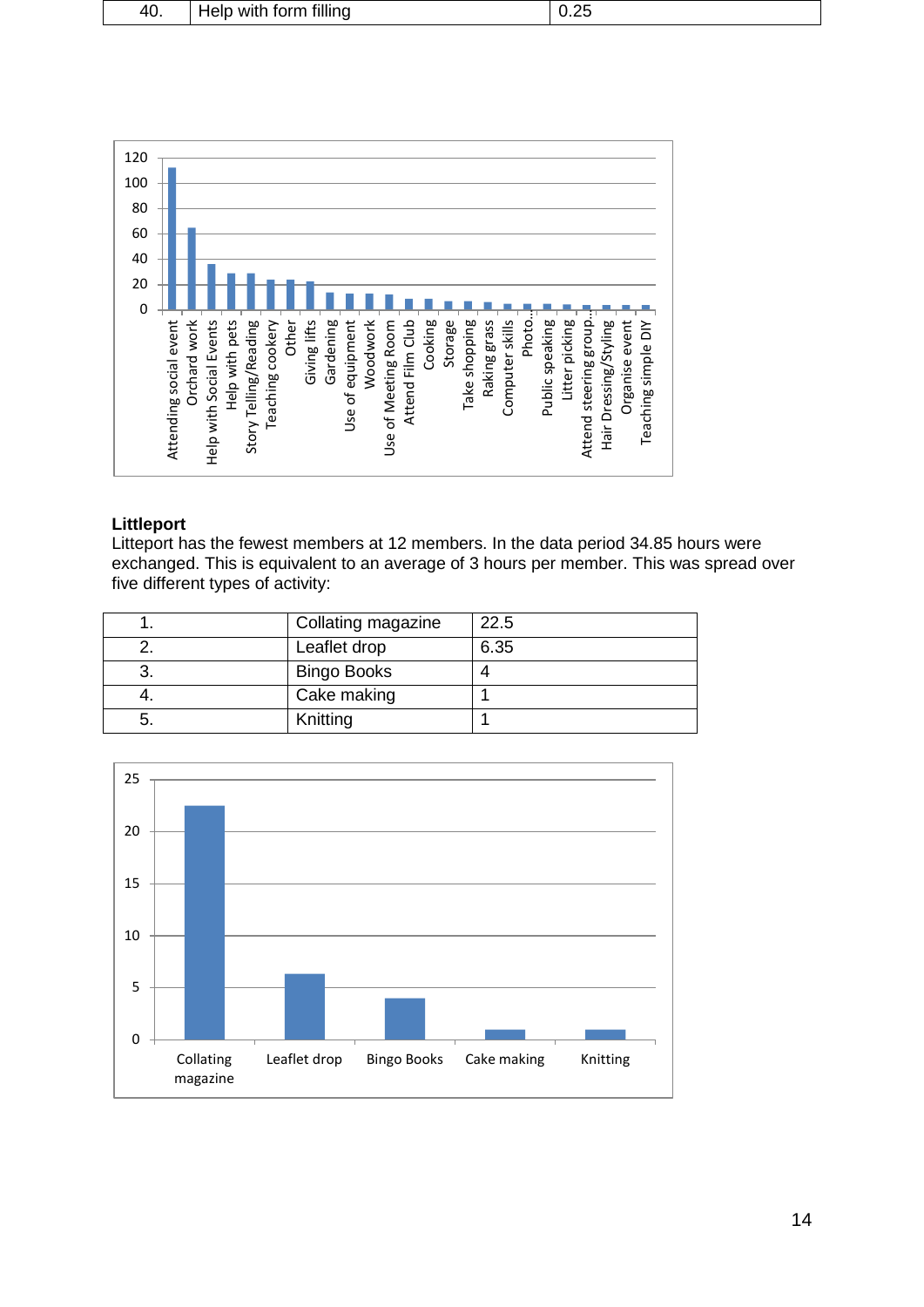| 40. | Help with form filling | 0.25 |
|---|---|---|

**Littleport**

Litteport has the fewest members at 12 members. In the data period 34.85 hours were exchanged. This is equivalent to an average of 3 hours per member. This was spread over five different types of activity:

| 1. | Collating magazine | 22.5 |
|---|---|---|
| 2. | Leaflet drop | 6.35 |
| 3. | Bingo Books | 4 |
| 4. | Cake making | 1 |
| 5. | Knitting | 1 |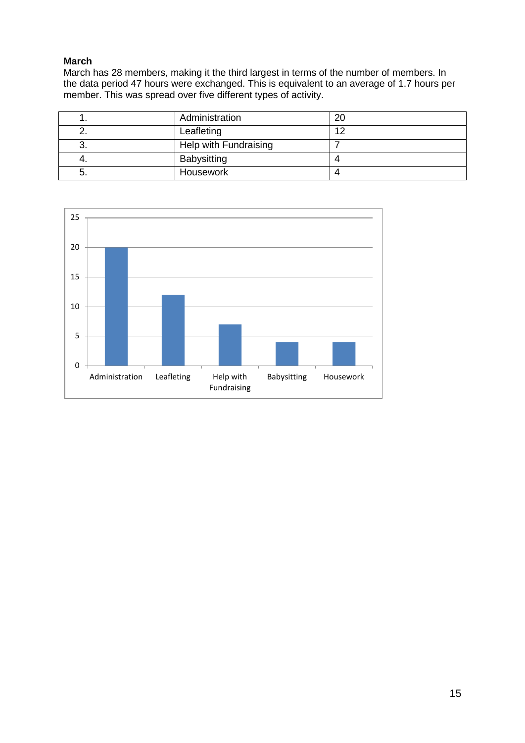**March**

March has 28 members, making it the third largest in terms of the number of members. In the data period 47 hours were exchanged. This is equivalent to an average of 1.7 hours per member. This was spread over five different types of activity.

| | | |
|---|---|---|
| 1. | Administration | 20 |
| 2. | Leafleting | 12 |
| 3. | Help with Fundraising | 7 |
| 4. | Babysitting | 4 |
| 5. | Housework | 4 |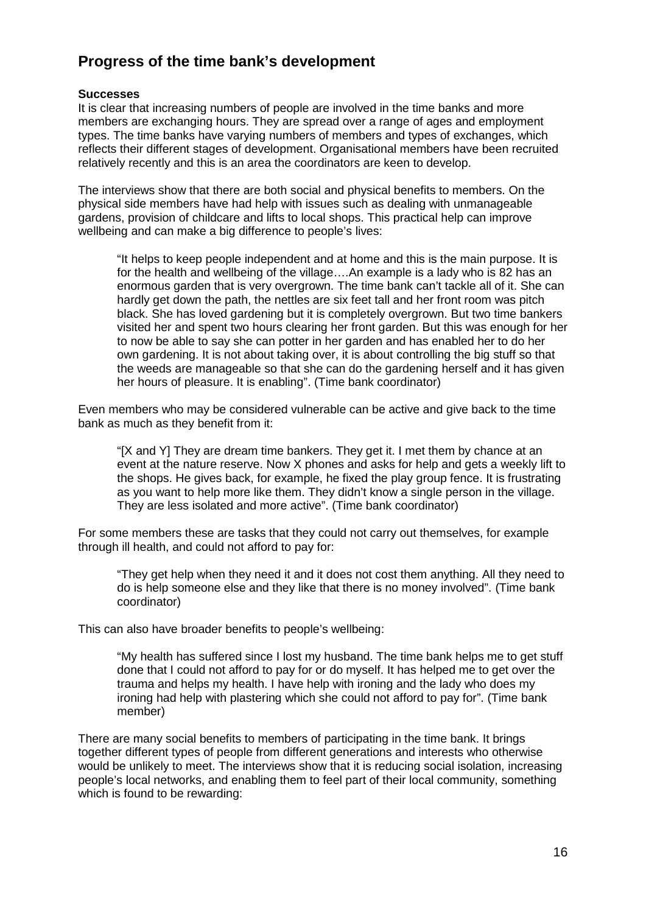## Progress of the time bank's development

**Successes**

It is clear that increasing numbers of people are involved in the time banks and more members are exchanging hours. They are spread over a range of ages and employment types. The time banks have varying numbers of members and types of exchanges, which reflects their different stages of development. Organisational members have been recruited relatively recently and this is an area the coordinators are keen to develop.

The interviews show that there are both social and physical benefits to members. On the physical side members have had help with issues such as dealing with unmanageable gardens, provision of childcare and lifts to local shops. This practical help can improve wellbeing and can make a big difference to people's lives:

> "It helps to keep people independent and at home and this is the main purpose. It is for the health and wellbeing of the village….An example is a lady who is 82 has an enormous garden that is very overgrown. The time bank can't tackle all of it. She can hardly get down the path, the nettles are six feet tall and her front room was pitch black. She has loved gardening but it is completely overgrown. But two time bankers visited her and spent two hours clearing her front garden. But this was enough for her to now be able to say she can potter in her garden and has enabled her to do her own gardening. It is not about taking over, it is about controlling the big stuff so that the weeds are manageable so that she can do the gardening herself and it has given her hours of pleasure. It is enabling". (Time bank coordinator)

Even members who may be considered vulnerable can be active and give back to the time bank as much as they benefit from it:

> "[X and Y] They are dream time bankers. They get it. I met them by chance at an event at the nature reserve. Now X phones and asks for help and gets a weekly lift to the shops. He gives back, for example, he fixed the play group fence. It is frustrating as you want to help more like them. They didn't know a single person in the village. They are less isolated and more active". (Time bank coordinator)

For some members these are tasks that they could not carry out themselves, for example through ill health, and could not afford to pay for:

> "They get help when they need it and it does not cost them anything. All they need to do is help someone else and they like that there is no money involved". (Time bank coordinator)

This can also have broader benefits to people's wellbeing:

> "My health has suffered since I lost my husband. The time bank helps me to get stuff done that I could not afford to pay for or do myself. It has helped me to get over the trauma and helps my health. I have help with ironing and the lady who does my ironing had help with plastering which she could not afford to pay for". (Time bank member)

There are many social benefits to members of participating in the time bank. It brings together different types of people from different generations and interests who otherwise would be unlikely to meet. The interviews show that it is reducing social isolation, increasing people's local networks, and enabling them to feel part of their local community, something which is found to be rewarding: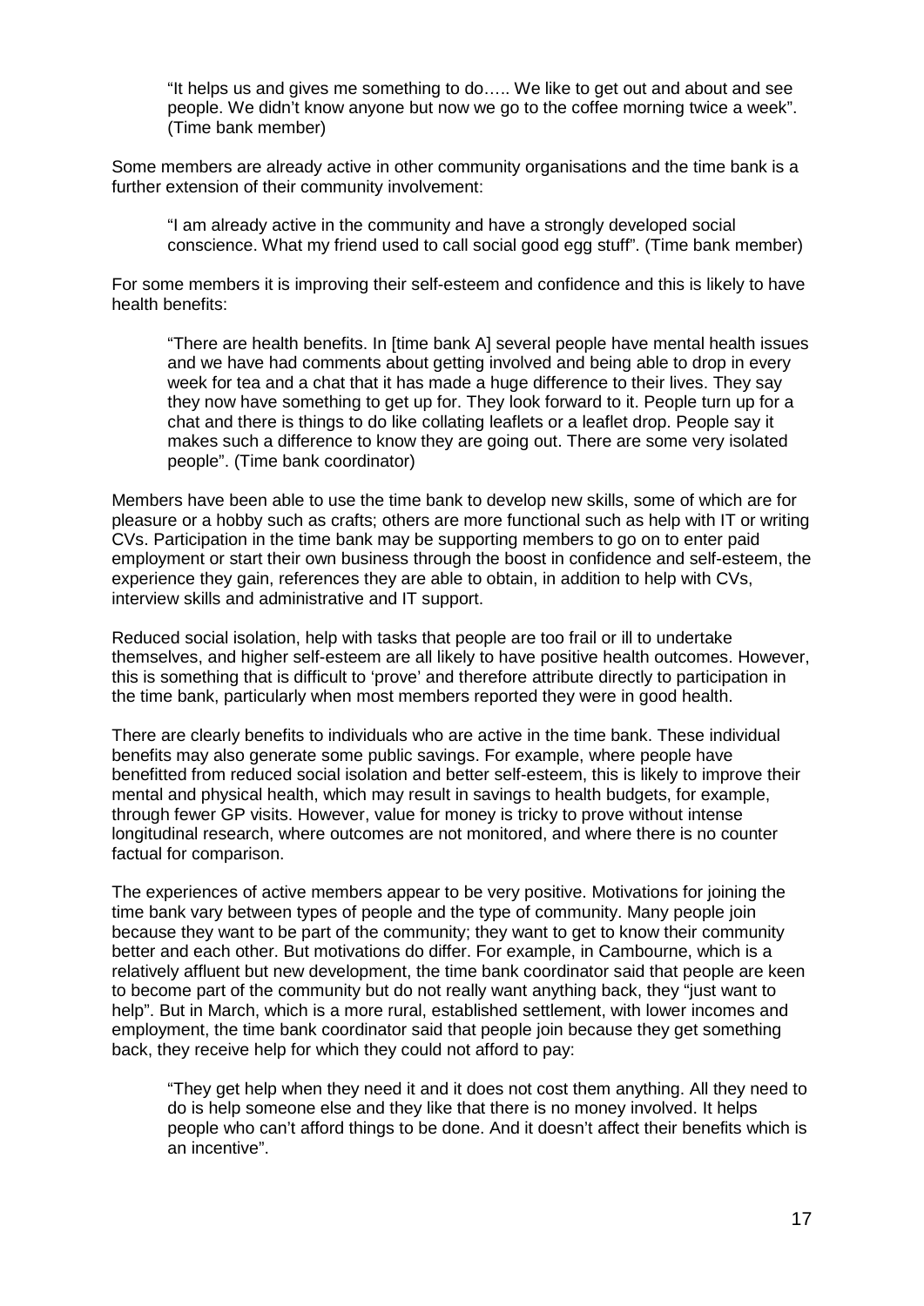> "It helps us and gives me something to do….. We like to get out and about and see people. We didn't know anyone but now we go to the coffee morning twice a week". (Time bank member)

Some members are already active in other community organisations and the time bank is a further extension of their community involvement:

> "I am already active in the community and have a strongly developed social conscience. What my friend used to call social good egg stuff". (Time bank member)

For some members it is improving their self-esteem and confidence and this is likely to have health benefits:

> "There are health benefits. In [time bank A] several people have mental health issues and we have had comments about getting involved and being able to drop in every week for tea and a chat that it has made a huge difference to their lives. They say they now have something to get up for. They look forward to it. People turn up for a chat and there is things to do like collating leaflets or a leaflet drop. People say it makes such a difference to know they are going out. There are some very isolated people". (Time bank coordinator)

Members have been able to use the time bank to develop new skills, some of which are for pleasure or a hobby such as crafts; others are more functional such as help with IT or writing CVs. Participation in the time bank may be supporting members to go on to enter paid employment or start their own business through the boost in confidence and self-esteem, the experience they gain, references they are able to obtain, in addition to help with CVs, interview skills and administrative and IT support.

Reduced social isolation, help with tasks that people are too frail or ill to undertake themselves, and higher self-esteem are all likely to have positive health outcomes. However, this is something that is difficult to 'prove' and therefore attribute directly to participation in the time bank, particularly when most members reported they were in good health.

There are clearly benefits to individuals who are active in the time bank. These individual benefits may also generate some public savings. For example, where people have benefitted from reduced social isolation and better self-esteem, this is likely to improve their mental and physical health, which may result in savings to health budgets, for example, through fewer GP visits. However, value for money is tricky to prove without intense longitudinal research, where outcomes are not monitored, and where there is no counter factual for comparison.

The experiences of active members appear to be very positive. Motivations for joining the time bank vary between types of people and the type of community. Many people join because they want to be part of the community; they want to get to know their community better and each other. But motivations do differ. For example, in Cambourne, which is a relatively affluent but new development, the time bank coordinator said that people are keen to become part of the community but do not really want anything back, they "just want to help". But in March, which is a more rural, established settlement, with lower incomes and employment, the time bank coordinator said that people join because they get something back, they receive help for which they could not afford to pay:

> "They get help when they need it and it does not cost them anything. All they need to do is help someone else and they like that there is no money involved. It helps people who can't afford things to be done. And it doesn't affect their benefits which is an incentive".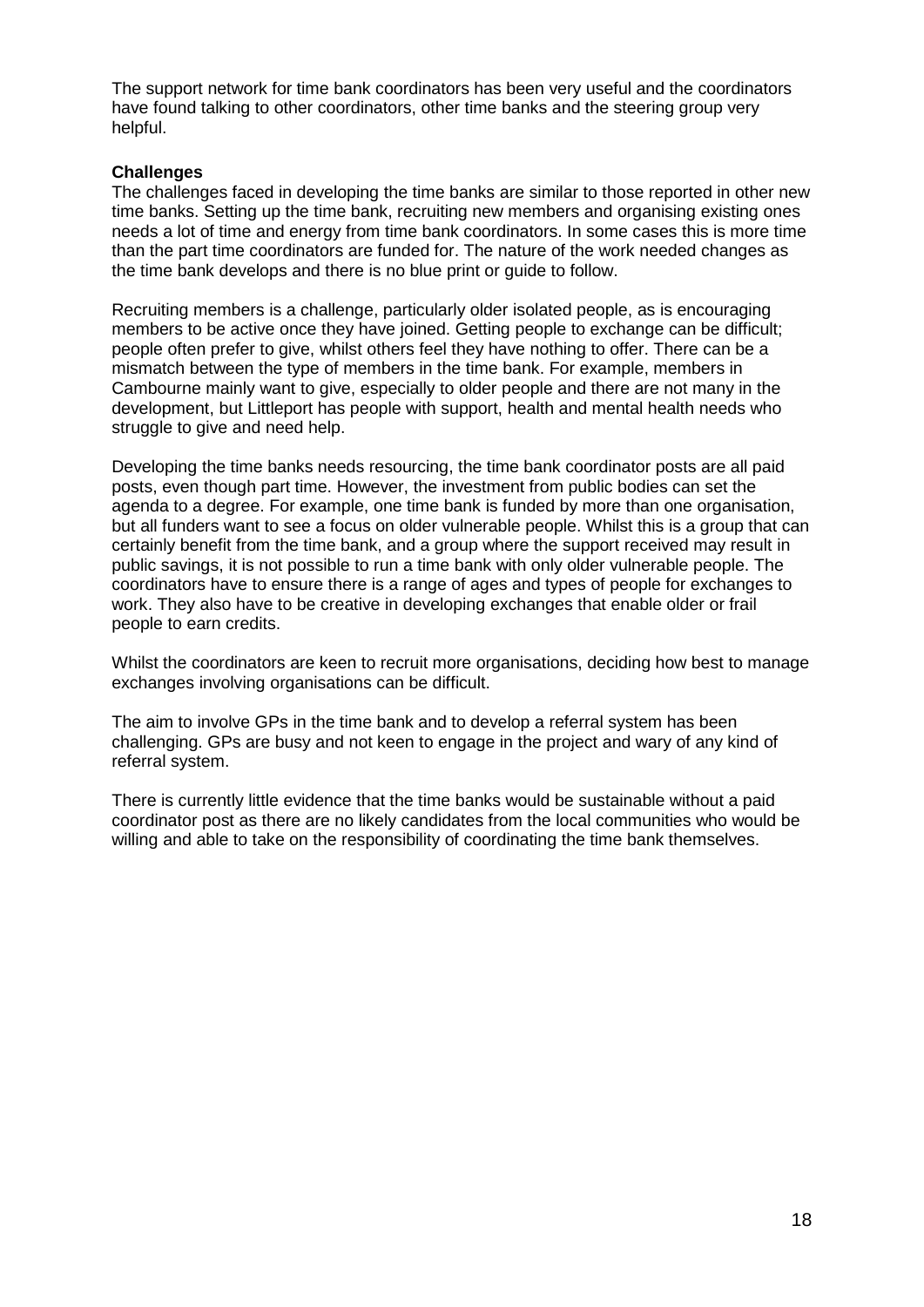The support network for time bank coordinators has been very useful and the coordinators have found talking to other coordinators, other time banks and the steering group very helpful.

**Challenges**

The challenges faced in developing the time banks are similar to those reported in other new time banks. Setting up the time bank, recruiting new members and organising existing ones needs a lot of time and energy from time bank coordinators. In some cases this is more time than the part time coordinators are funded for. The nature of the work needed changes as the time bank develops and there is no blue print or guide to follow.

Recruiting members is a challenge, particularly older isolated people, as is encouraging members to be active once they have joined. Getting people to exchange can be difficult; people often prefer to give, whilst others feel they have nothing to offer. There can be a mismatch between the type of members in the time bank. For example, members in Cambourne mainly want to give, especially to older people and there are not many in the development, but Littleport has people with support, health and mental health needs who struggle to give and need help.

Developing the time banks needs resourcing, the time bank coordinator posts are all paid posts, even though part time. However, the investment from public bodies can set the agenda to a degree. For example, one time bank is funded by more than one organisation, but all funders want to see a focus on older vulnerable people. Whilst this is a group that can certainly benefit from the time bank, and a group where the support received may result in public savings, it is not possible to run a time bank with only older vulnerable people. The coordinators have to ensure there is a range of ages and types of people for exchanges to work. They also have to be creative in developing exchanges that enable older or frail people to earn credits.

Whilst the coordinators are keen to recruit more organisations, deciding how best to manage exchanges involving organisations can be difficult.

The aim to involve GPs in the time bank and to develop a referral system has been challenging. GPs are busy and not keen to engage in the project and wary of any kind of referral system.

There is currently little evidence that the time banks would be sustainable without a paid coordinator post as there are no likely candidates from the local communities who would be willing and able to take on the responsibility of coordinating the time bank themselves.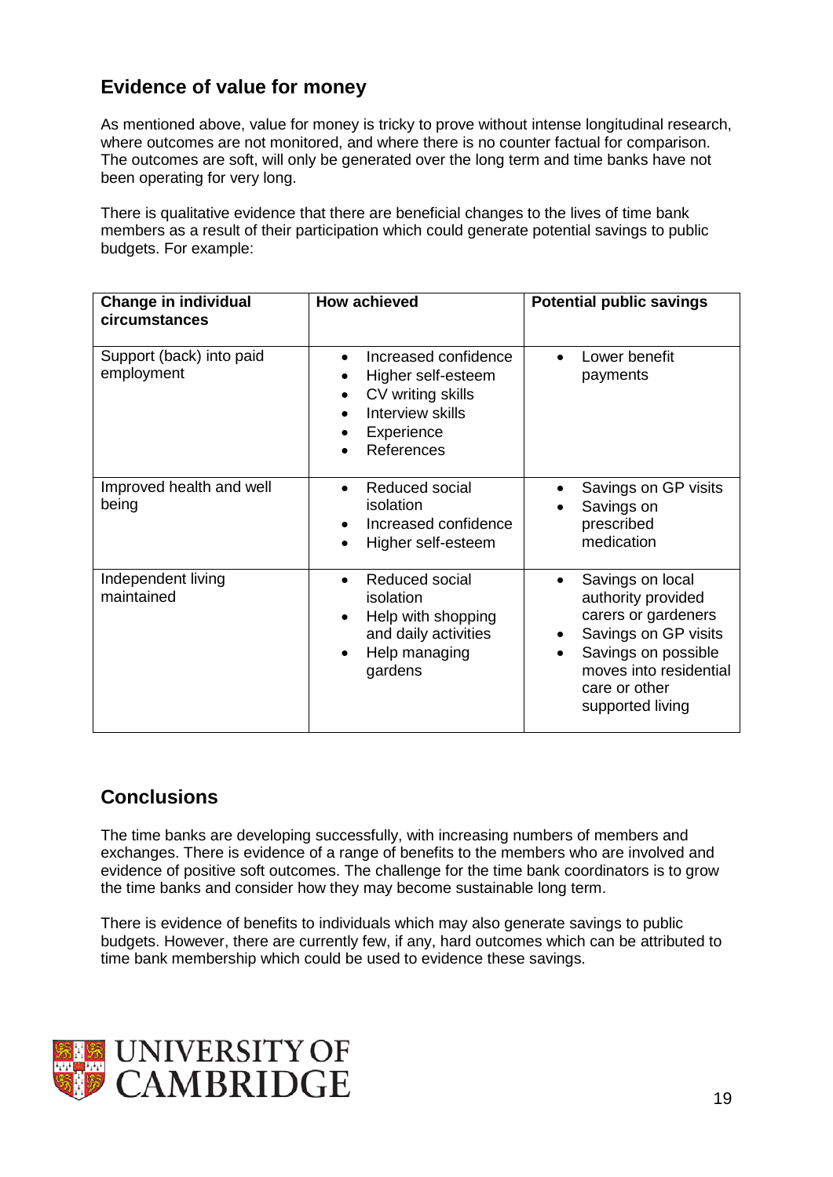## Evidence of value for money

As mentioned above, value for money is tricky to prove without intense longitudinal research, where outcomes are not monitored, and where there is no counter factual for comparison. The outcomes are soft, will only be generated over the long term and time banks have not been operating for very long.

There is qualitative evidence that there are beneficial changes to the lives of time bank members as a result of their participation which could generate potential savings to public budgets. For example:

| Change in individual circumstances | How achieved | Potential public savings |
|---|---|---|
| Support (back) into paid employment | • Increased confidence<br>• Higher self-esteem<br>• CV writing skills<br>• Interview skills<br>• Experience<br>• References | • Lower benefit payments |
| Improved health and well being | • Reduced social isolation<br>• Increased confidence<br>• Higher self-esteem | • Savings on GP visits<br>• Savings on prescribed medication |
| Independent living maintained | • Reduced social isolation<br>• Help with shopping and daily activities<br>• Help managing gardens | • Savings on local authority provided carers or gardeners<br>• Savings on GP visits<br>• Savings on possible moves into residential care or other supported living |

## Conclusions

The time banks are developing successfully, with increasing numbers of members and exchanges. There is evidence of a range of benefits to the members who are involved and evidence of positive soft outcomes. The challenge for the time bank coordinators is to grow the time banks and consider how they may become sustainable long term.

There is evidence of benefits to individuals which may also generate savings to public budgets. However, there are currently few, if any, hard outcomes which can be attributed to time bank membership which could be used to evidence these savings.

UNIVERSITY OF CAMBRIDGE